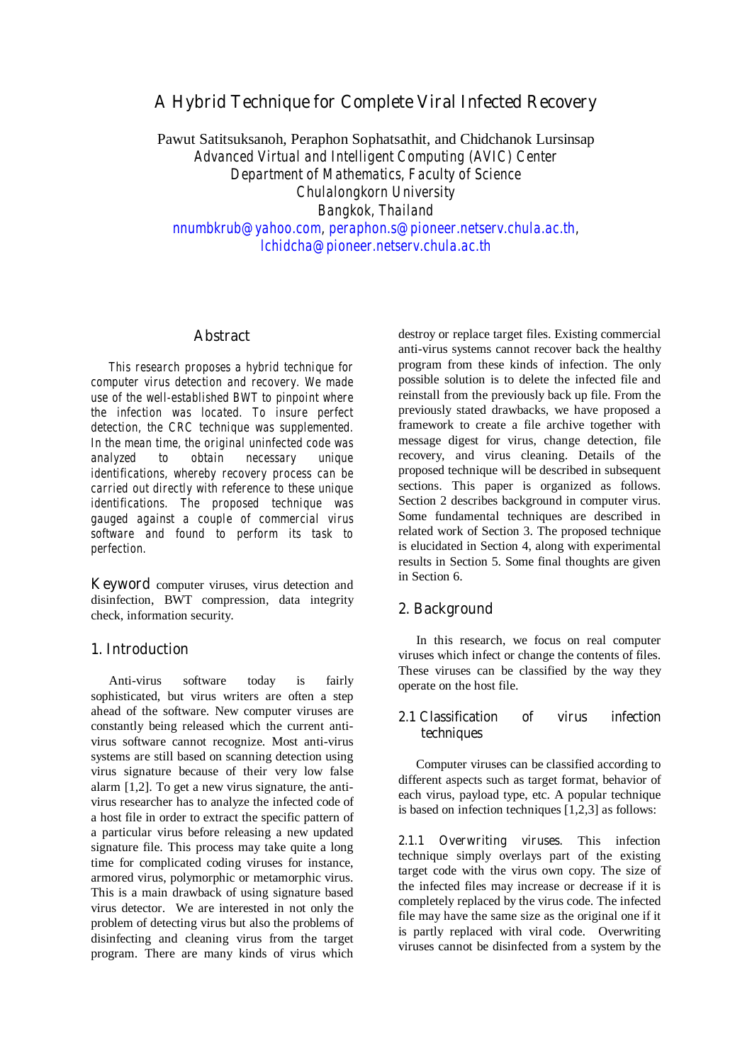# A Hybrid Technique for Complete Viral Infected Recovery

Pawut Satitsuksanoh, Peraphon Sophatsathit, and Chidchanok Lursinsap
Advanced Virtual and Intelligent Computing (AVIC) Center
Department of Mathematics, Faculty of Science
Chulalongkorn University
Bangkok, Thailand
nnumbkrub@yahoo.com, peraphon.s@pioneer.netserv.chula.ac.th, lchidcha@pioneer.netserv.chula.ac.th

## Abstract

This research proposes a hybrid technique for computer virus detection and recovery. We made use of the well-established BWT to pinpoint where the infection was located. To insure perfect detection, the CRC technique was supplemented. In the mean time, the original uninfected code was analyzed to obtain necessary unique identifications, whereby recovery process can be carried out directly with reference to these unique identifications. The proposed technique was gauged against a couple of commercial virus software and found to perform its task to perfection.

**Keyword** computer viruses, virus detection and disinfection, BWT compression, data integrity check, information security.

## 1. Introduction

Anti-virus software today is fairly sophisticated, but virus writers are often a step ahead of the software. New computer viruses are constantly being released which the current anti-virus software cannot recognize. Most anti-virus systems are still based on scanning detection using virus signature because of their very low false alarm [1,2]. To get a new virus signature, the anti-virus researcher has to analyze the infected code of a host file in order to extract the specific pattern of a particular virus before releasing a new updated signature file. This process may take quite a long time for complicated coding viruses for instance, armored virus, polymorphic or metamorphic virus. This is a main drawback of using signature based virus detector. We are interested in not only the problem of detecting virus but also the problems of disinfecting and cleaning virus from the target program. There are many kinds of virus which destroy or replace target files. Existing commercial anti-virus systems cannot recover back the healthy program from these kinds of infection. The only possible solution is to delete the infected file and reinstall from the previously back up file. From the previously stated drawbacks, we have proposed a framework to create a file archive together with message digest for virus, change detection, file recovery, and virus cleaning. Details of the proposed technique will be described in subsequent sections. This paper is organized as follows. Section 2 describes background in computer virus. Some fundamental techniques are described in related work of Section 3. The proposed technique is elucidated in Section 4, along with experimental results in Section 5. Some final thoughts are given in Section 6.

## 2. Background

In this research, we focus on real computer viruses which infect or change the contents of files. These viruses can be classified by the way they operate on the host file.

### 2.1 Classification of virus infection techniques

Computer viruses can be classified according to different aspects such as target format, behavior of each virus, payload type, etc. A popular technique is based on infection techniques [1,2,3] as follows:

**2.1.1 Overwriting viruses.** This infection technique simply overlays part of the existing target code with the virus own copy. The size of the infected files may increase or decrease if it is completely replaced by the virus code. The infected file may have the same size as the original one if it is partly replaced with viral code. Overwriting viruses cannot be disinfected from a system by the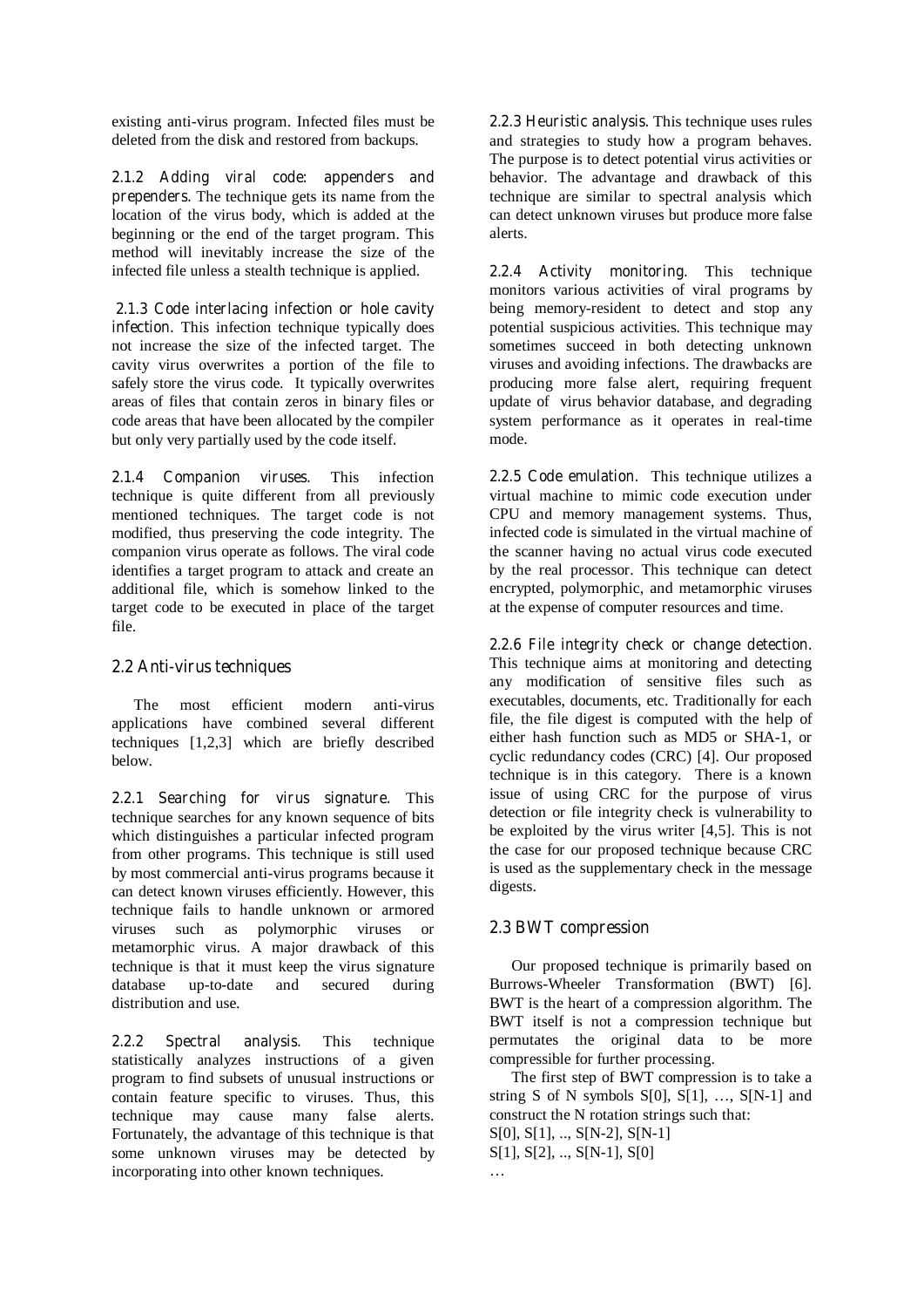existing anti-virus program. Infected files must be deleted from the disk and restored from backups.

*2.1.2 Adding viral code: appenders and prependers*. The technique gets its name from the location of the virus body, which is added at the beginning or the end of the target program. This method will inevitably increase the size of the infected file unless a stealth technique is applied.

*2.1.3 Code interlacing infection or hole cavity infection*. This infection technique typically does not increase the size of the infected target. The cavity virus overwrites a portion of the file to safely store the virus code. It typically overwrites areas of files that contain zeros in binary files or code areas that have been allocated by the compiler but only very partially used by the code itself.

*2.1.4 Companion viruses*. This infection technique is quite different from all previously mentioned techniques. The target code is not modified, thus preserving the code integrity. The companion virus operate as follows. The viral code identifies a target program to attack and create an additional file, which is somehow linked to the target code to be executed in place of the target file.

## 2.2 Anti-virus techniques

The most efficient modern anti-virus applications have combined several different techniques [1,2,3] which are briefly described below.

*2.2.1 Searching for virus signature*. This technique searches for any known sequence of bits which distinguishes a particular infected program from other programs. This technique is still used by most commercial anti-virus programs because it can detect known viruses efficiently. However, this technique fails to handle unknown or armored viruses such as polymorphic viruses or metamorphic virus. A major drawback of this technique is that it must keep the virus signature database up-to-date and secured during distribution and use.

*2.2.2 Spectral analysis*. This technique statistically analyzes instructions of a given program to find subsets of unusual instructions or contain feature specific to viruses. Thus, this technique may cause many false alerts. Fortunately, the advantage of this technique is that some unknown viruses may be detected by incorporating into other known techniques.

*2.2.3 Heuristic analysis*. This technique uses rules and strategies to study how a program behaves. The purpose is to detect potential virus activities or behavior. The advantage and drawback of this technique are similar to spectral analysis which can detect unknown viruses but produce more false alerts.

*2.2.4 Activity monitoring*. This technique monitors various activities of viral programs by being memory-resident to detect and stop any potential suspicious activities. This technique may sometimes succeed in both detecting unknown viruses and avoiding infections. The drawbacks are producing more false alert, requiring frequent update of virus behavior database, and degrading system performance as it operates in real-time mode.

*2.2.5 Code emulation*. This technique utilizes a virtual machine to mimic code execution under CPU and memory management systems. Thus, infected code is simulated in the virtual machine of the scanner having no actual virus code executed by the real processor. This technique can detect encrypted, polymorphic, and metamorphic viruses at the expense of computer resources and time.

*2.2.6 File integrity check or change detection*. This technique aims at monitoring and detecting any modification of sensitive files such as executables, documents, etc. Traditionally for each file, the file digest is computed with the help of either hash function such as MD5 or SHA-1, or cyclic redundancy codes (CRC) [4]. Our proposed technique is in this category. There is a known issue of using CRC for the purpose of virus detection or file integrity check is vulnerability to be exploited by the virus writer [4,5]. This is not the case for our proposed technique because CRC is used as the supplementary check in the message digests.

## 2.3 BWT compression

Our proposed technique is primarily based on Burrows-Wheeler Transformation (BWT) [6]. BWT is the heart of a compression algorithm. The BWT itself is not a compression technique but permutates the original data to be more compressible for further processing.

The first step of BWT compression is to take a string S of N symbols S[0], S[1], …, S[N-1] and construct the N rotation strings such that:

S[0], S[1], .., S[N-2], S[N-1]
S[1], S[2], .., S[N-1], S[0]
…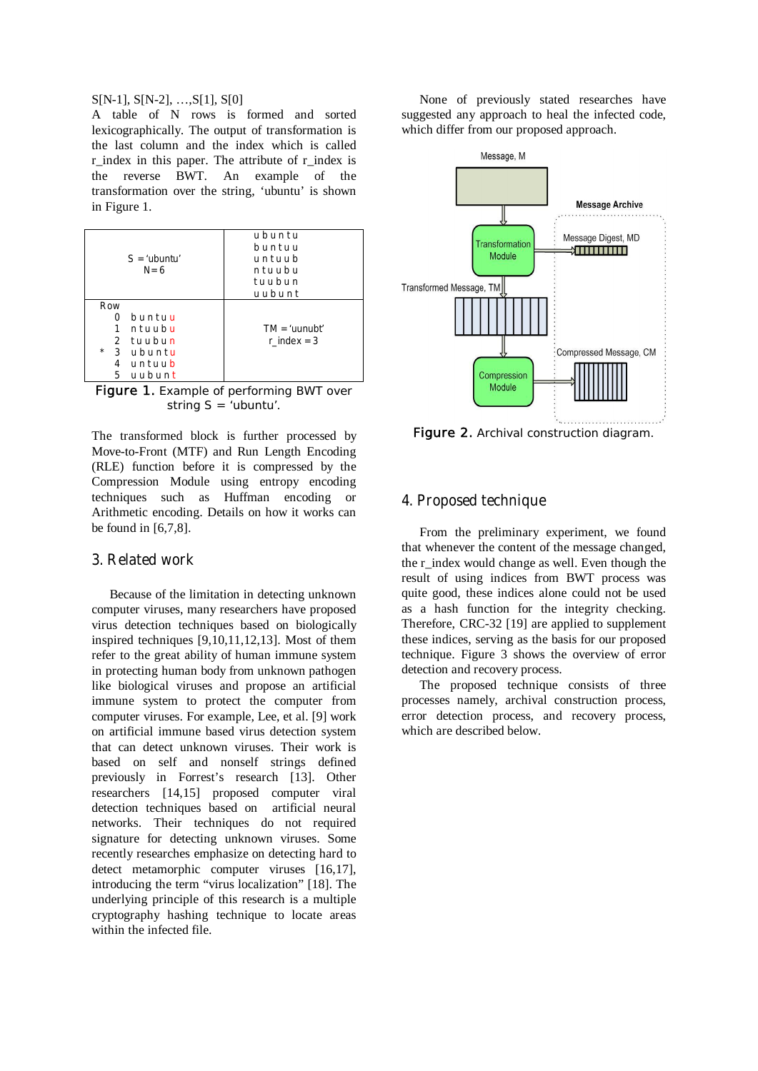S[N-1], S[N-2], …,S[1], S[0]

A table of N rows is formed and sorted lexicographically. The output of transformation is the last column and the index which is called r_index in this paper. The attribute of r_index is the reverse BWT. An example of the transformation over the string, 'ubuntu' is shown in Figure 1.

| S = 'ubuntu'<br>N = 6 | u b u n t u<br>b u n t u u<br>u n t u u b<br>n t u u b u<br>t u u b u n<br>u u b u n t |
|---|---|
| Row<br>0 b u n t u u<br>1 n t u u b u<br>2 t u u b u n<br>* 3 u b u n t u<br>4 u n t u u b<br>5 u u b u n t | TM = 'uunubt'<br>r_index = 3 |

Figure 1. Example of performing BWT over string S = 'ubuntu'.

The transformed block is further processed by Move-to-Front (MTF) and Run Length Encoding (RLE) function before it is compressed by the Compression Module using entropy encoding techniques such as Huffman encoding or Arithmetic encoding. Details on how it works can be found in [6,7,8].

## 3. Related work

Because of the limitation in detecting unknown computer viruses, many researchers have proposed virus detection techniques based on biologically inspired techniques [9,10,11,12,13]. Most of them refer to the great ability of human immune system in protecting human body from unknown pathogen like biological viruses and propose an artificial immune system to protect the computer from computer viruses. For example, Lee, et al. [9] work on artificial immune based virus detection system that can detect unknown viruses. Their work is based on self and nonself strings defined previously in Forrest's research [13]. Other researchers [14,15] proposed computer viral detection techniques based on artificial neural networks. Their techniques do not required signature for detecting unknown viruses. Some recently researches emphasize on detecting hard to detect metamorphic computer viruses [16,17], introducing the term "virus localization" [18]. The underlying principle of this research is a multiple cryptography hashing technique to locate areas within the infected file.

None of previously stated researches have suggested any approach to heal the infected code, which differ from our proposed approach.

Figure 2. Archival construction diagram.

## 4. Proposed technique

From the preliminary experiment, we found that whenever the content of the message changed, the r_index would change as well. Even though the result of using indices from BWT process was quite good, these indices alone could not be used as a hash function for the integrity checking. Therefore, CRC-32 [19] are applied to supplement these indices, serving as the basis for our proposed technique. Figure 3 shows the overview of error detection and recovery process.

The proposed technique consists of three processes namely, archival construction process, error detection process, and recovery process, which are described below.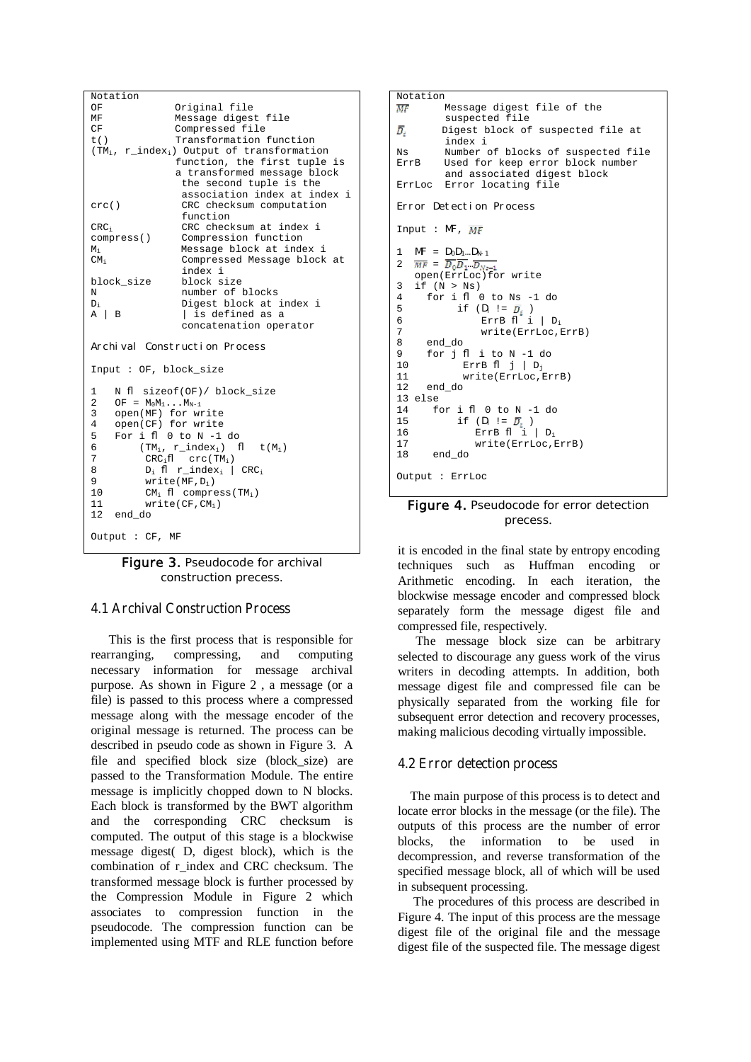```
Notation
OF            Original file
MF            Message digest file
CF            Compressed file
t()           Transformation function
(TMi, r_indexi) Output of transformation
              function, the first tuple is
              a transformed message block
               the second tuple is the
               association index at index i
crc()          CRC checksum computation
               function
CRCi           CRC checksum at index i
compress()     Compression function
Mi             Message block at index i
CMi            Compressed Message block at
               index i
block_size     block size
N              number of blocks
Di             Digest block at index i
A | B          | is defined as a
               concatenation operator

Archival Construction Process

Input : OF, block_size

1   N ← sizeof(OF)/ block_size
2   OF = M0M1...MN-1
3   open(MF) for write
4   open(CF) for write
5   For i ← 0 to N -1 do
6       (TMi, r_indexi) ←  t(Mi)
7        CRCi←  crc(TMi)
8        Di ← r_indexi | CRCi
9        write(MF,Di)
10       CMi ← compress(TMi)
11       write(CF,CMi)
12  end_do

Output : CF, MF
```

**Figure 3.** Pseudocode for archival construction precess.

## 4.1 Archival Construction Process

This is the first process that is responsible for rearranging, compressing, and computing necessary information for message archival purpose. As shown in Figure 2 , a message (or a file) is passed to this process where a compressed message along with the message encoder of the original message is returned. The process can be described in pseudo code as shown in Figure 3. A file and specified block size (block_size) are passed to the Transformation Module. The entire message is implicitly chopped down to N blocks. Each block is transformed by the BWT algorithm and the corresponding CRC checksum is computed. The output of this stage is a blockwise message digest( D, digest block), which is the combination of r_index and CRC checksum. The transformed message block is further processed by the Compression Module in Figure 2 which associates to compression function in the pseudocode. The compression function can be implemented using MTF and RLE function before it is encoded in the final state by entropy encoding techniques such as Huffman encoding or Arithmetic encoding. In each iteration, the blockwise message encoder and compressed block separately form the message digest file and compressed file, respectively.

The message block size can be arbitrary selected to discourage any guess work of the virus writers in decoding attempts. In addition, both message digest file and compressed file can be physically separated from the working file for subsequent error detection and recovery processes, making malicious decoding virtually impossible.

```
Notation
MF'     Message digest file of the
        suspected file
D'i     Digest block of suspected file at
        index i
Ns      Number of blocks of suspected file
ErrB    Used for keep error block number
        and associated digest block
ErrLoc  Error locating file

Error Detection Process

Input : MF, MF'

1  MF = D0D1...DN-1
2  MF' = D'0D'1...D'Ns-1
   open(ErrLoc)for write
3  if (N > Ns)
4    for i ← 0 to Ns -1 do
5         if (Di != D'i )
6             ErrB ← i | Di
7             write(ErrLoc,ErrB)
8    end_do
9    for j ← i to N -1 do
10         ErrB ← j | Dj
11         write(ErrLoc,ErrB)
12   end_do
13 else
14    for i ← 0 to N -1 do
15        if (Di != D'i )
16           ErrB ← i | Di
17           write(ErrLoc,ErrB)
18    end_do

Output : ErrLoc
```

**Figure 4.** Pseudocode for error detection precess.

## 4.2 Error detection process

The main purpose of this process is to detect and locate error blocks in the message (or the file). The outputs of this process are the number of error blocks, the information to be used in decompression, and reverse transformation of the specified message block, all of which will be used in subsequent processing.

The procedures of this process are described in Figure 4. The input of this process are the message digest file of the original file and the message digest file of the suspected file. The message digest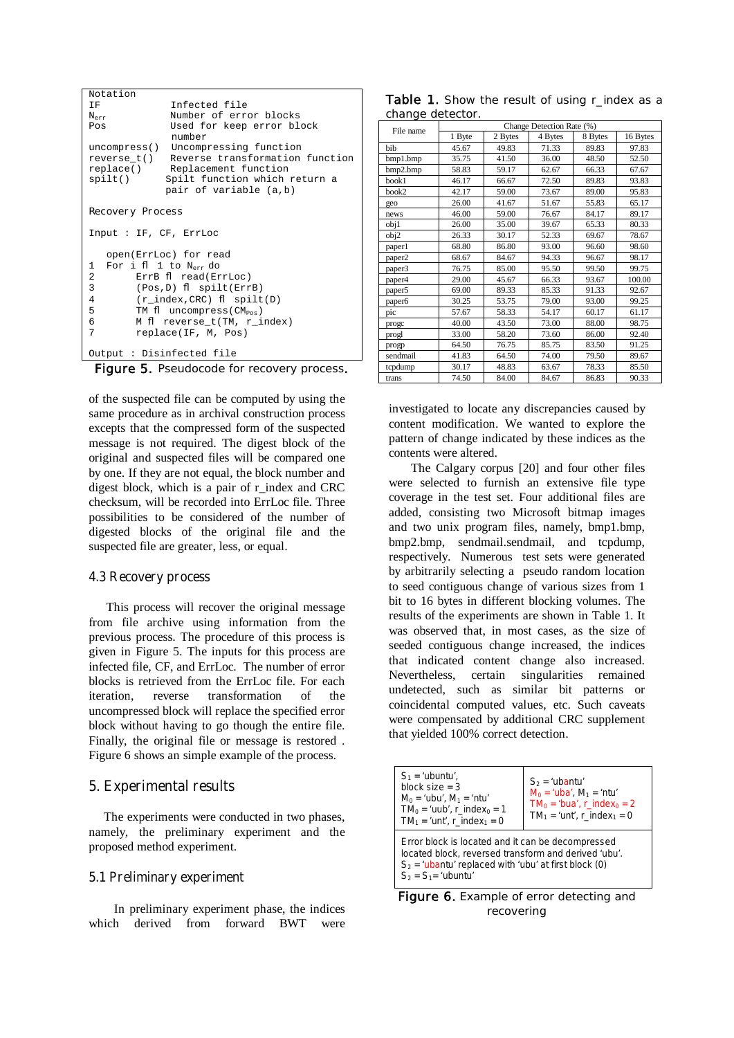```
Notation
IF              Infected file
N_err           Number of error blocks
Pos             Used for keep error block
                number
uncompress()    Uncompressing function
reverse_t()     Reverse transformation function
replace()       Replacement function
spilt()         Spilt function which return a
                pair of variable (a,b)

Recovery Process

Input : IF, CF, ErrLoc

   open(ErrLoc) for read
1  For i ← 1 to N_err do
2      ErrB ← read(ErrLoc)
3      (Pos,D) ← spilt(ErrB)
4      (r_index,CRC) ← spilt(D)
5      TM ← uncompress(CM_Pos)
6      M ← reverse_t(TM, r_index)
7      replace(IF, M, Pos)

Output : Disinfected file
```

**Figure 5.** Pseudocode for recovery process.

of the suspected file can be computed by using the same procedure as in archival construction process excepts that the compressed form of the suspected message is not required. The digest block of the original and suspected files will be compared one by one. If they are not equal, the block number and digest block, which is a pair of r_index and CRC checksum, will be recorded into ErrLoc file. Three possibilities to be considered of the number of digested blocks of the original file and the suspected file are greater, less, or equal.

### 4.3 Recovery process

This process will recover the original message from file archive using information from the previous process. The procedure of this process is given in Figure 5. The inputs for this process are infected file, CF, and ErrLoc. The number of error blocks is retrieved from the ErrLoc file. For each iteration, reverse transformation of the uncompressed block will replace the specified error block without having to go though the entire file. Finally, the original file or message is restored . Figure 6 shows an simple example of the process.

## 5. Experimental results

The experiments were conducted in two phases, namely, the preliminary experiment and the proposed method experiment.

### 5.1 Preliminary experiment

In preliminary experiment phase, the indices which derived from forward BWT were investigated to locate any discrepancies caused by content modification. We wanted to explore the pattern of change indicated by these indices as the contents were altered.

The Calgary corpus [20] and four other files were selected to furnish an extensive file type coverage in the test set. Four additional files are added, consisting two Microsoft bitmap images and two unix program files, namely, bmp1.bmp, bmp2.bmp, sendmail.sendmail, and tcpdump, respectively. Numerous test sets were generated by arbitrarily selecting a pseudo random location to seed contiguous change of various sizes from 1 bit to 16 bytes in different blocking volumes. The results of the experiments are shown in Table 1. It was observed that, in most cases, as the size of seeded contiguous change increased, the indices that indicated content change also increased. Nevertheless, certain singularities remained undetected, such as similar bit patterns or coincidental computed values, etc. Such caveats were compensated by additional CRC supplement that yielded 100% correct detection.

**Table 1.** Show the result of using r_index as a change detector.

| File name | Change Detection Rate (%) | | | | |
|---|---|---|---|---|---|
| | 1 Byte | 2 Bytes | 4 Bytes | 8 Bytes | 16 Bytes |
| bib | 45.67 | 49.83 | 71.33 | 89.83 | 97.83 |
| bmp1.bmp | 35.75 | 41.50 | 36.00 | 48.50 | 52.50 |
| bmp2.bmp | 58.83 | 59.17 | 62.67 | 66.33 | 67.67 |
| book1 | 46.17 | 66.67 | 72.50 | 89.83 | 93.83 |
| book2 | 42.17 | 59.00 | 73.67 | 89.00 | 95.83 |
| geo | 26.00 | 41.67 | 51.67 | 55.83 | 65.17 |
| news | 46.00 | 59.00 | 76.67 | 84.17 | 89.17 |
| obj1 | 26.00 | 35.00 | 39.67 | 65.33 | 80.33 |
| obj2 | 26.33 | 30.17 | 52.33 | 69.67 | 78.67 |
| paper1 | 68.80 | 86.80 | 93.00 | 96.60 | 98.60 |
| paper2 | 68.67 | 84.67 | 94.33 | 96.67 | 98.17 |
| paper3 | 76.75 | 85.00 | 95.50 | 99.50 | 99.75 |
| paper4 | 29.00 | 45.67 | 66.33 | 93.67 | 100.00 |
| paper5 | 69.00 | 89.33 | 85.33 | 91.33 | 92.67 |
| paper6 | 30.25 | 53.75 | 79.00 | 93.00 | 99.25 |
| pic | 57.67 | 58.33 | 54.17 | 60.17 | 61.17 |
| progc | 40.00 | 43.50 | 73.00 | 88.00 | 98.75 |
| progl | 33.00 | 58.20 | 73.60 | 86.00 | 92.40 |
| progp | 64.50 | 76.75 | 85.75 | 83.50 | 91.25 |
| sendmail | 41.83 | 64.50 | 74.00 | 79.50 | 89.67 |
| tcpdump | 30.17 | 48.83 | 63.67 | 78.33 | 85.50 |
| trans | 74.50 | 84.00 | 84.67 | 86.83 | 90.33 |

| $S_1$ = 'ubuntu', block size = 3, $M_0$ = 'ubu', $M_1$ = 'ntu', $TM_0$ = 'uub', r_index$_0$ = 1, $TM_1$ = 'unt', r_index$_1$ = 0 | $S_2$ = 'ubantu', $M_0$ = 'uba', $M_1$ = 'ntu', $TM_0$ = 'bua', r_index$_0$ = 2, $TM_1$ = 'unt', r_index$_1$ = 0 |
|---|---|
| Error block is located and it can be decompressed located block, reversed transform and derived 'ubu'. $S_2$ = 'ubantu' replaced with 'ubu' at first block (0). $S_2$ = $S_1$ = 'ubuntu' | |

**Figure 6.** Example of error detecting and recovering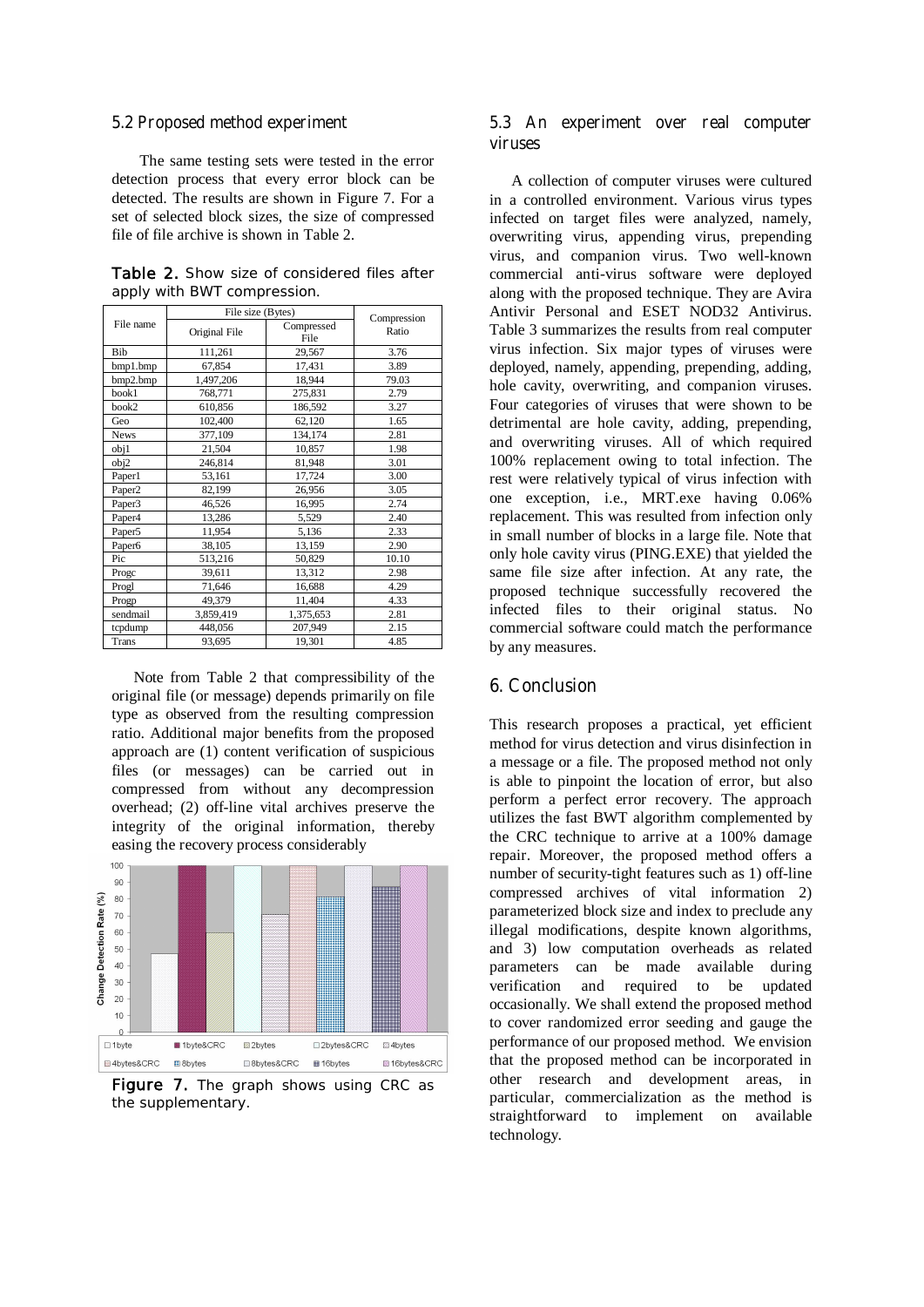## 5.2 Proposed method experiment

The same testing sets were tested in the error detection process that every error block can be detected. The results are shown in Figure 7. For a set of selected block sizes, the size of compressed file of file archive is shown in Table 2.

**Table 2.** Show size of considered files after apply with BWT compression.

| File name | File size (Bytes) | | Compression Ratio |
|---|---|---|---|
| | Original File | Compressed File | |
| Bib | 111,261 | 29,567 | 3.76 |
| bmp1.bmp | 67,854 | 17,431 | 3.89 |
| bmp2.bmp | 1,497,206 | 18,944 | 79.03 |
| book1 | 768,771 | 275,831 | 2.79 |
| book2 | 610,856 | 186,592 | 3.27 |
| Geo | 102,400 | 62,120 | 1.65 |
| News | 377,109 | 134,174 | 2.81 |
| obj1 | 21,504 | 10,857 | 1.98 |
| obj2 | 246,814 | 81,948 | 3.01 |
| Paper1 | 53,161 | 17,724 | 3.00 |
| Paper2 | 82,199 | 26,956 | 3.05 |
| Paper3 | 46,526 | 16,995 | 2.74 |
| Paper4 | 13,286 | 5,529 | 2.40 |
| Paper5 | 11,954 | 5,136 | 2.33 |
| Paper6 | 38,105 | 13,159 | 2.90 |
| Pic | 513,216 | 50,829 | 10.10 |
| Progc | 39,611 | 13,312 | 2.98 |
| Progl | 71,646 | 16,688 | 4.29 |
| Progp | 49,379 | 11,404 | 4.33 |
| sendmail | 3,859,419 | 1,375,653 | 2.81 |
| tcpdump | 448,056 | 207,949 | 2.15 |
| Trans | 93,695 | 19,301 | 4.85 |

Note from Table 2 that compressibility of the original file (or message) depends primarily on file type as observed from the resulting compression ratio. Additional major benefits from the proposed approach are (1) content verification of suspicious files (or messages) can be carried out in compressed from without any decompression overhead; (2) off-line vital archives preserve the integrity of the original information, thereby easing the recovery process considerably

**Figure 7.** The graph shows using CRC as the supplementary.

## 5.3 An experiment over real computer viruses

A collection of computer viruses were cultured in a controlled environment. Various virus types infected on target files were analyzed, namely, overwriting virus, appending virus, prepending virus, and companion virus. Two well-known commercial anti-virus software were deployed along with the proposed technique. They are Avira Antivir Personal and ESET NOD32 Antivirus. Table 3 summarizes the results from real computer virus infection. Six major types of viruses were deployed, namely, appending, prepending, adding, hole cavity, overwriting, and companion viruses. Four categories of viruses that were shown to be detrimental are hole cavity, adding, prepending, and overwriting viruses. All of which required 100% replacement owing to total infection. The rest were relatively typical of virus infection with one exception, i.e., MRT.exe having 0.06% replacement. This was resulted from infection only in small number of blocks in a large file. Note that only hole cavity virus (PING.EXE) that yielded the same file size after infection. At any rate, the proposed technique successfully recovered the infected files to their original status. No commercial software could match the performance by any measures.

## 6. Conclusion

This research proposes a practical, yet efficient method for virus detection and virus disinfection in a message or a file. The proposed method not only is able to pinpoint the location of error, but also perform a perfect error recovery. The approach utilizes the fast BWT algorithm complemented by the CRC technique to arrive at a 100% damage repair. Moreover, the proposed method offers a number of security-tight features such as 1) off-line compressed archives of vital information 2) parameterized block size and index to preclude any illegal modifications, despite known algorithms, and 3) low computation overheads as related parameters can be made available during verification and required to be updated occasionally. We shall extend the proposed method to cover randomized error seeding and gauge the performance of our proposed method. We envision that the proposed method can be incorporated in other research and development areas, in particular, commercialization as the method is straightforward to implement on available technology.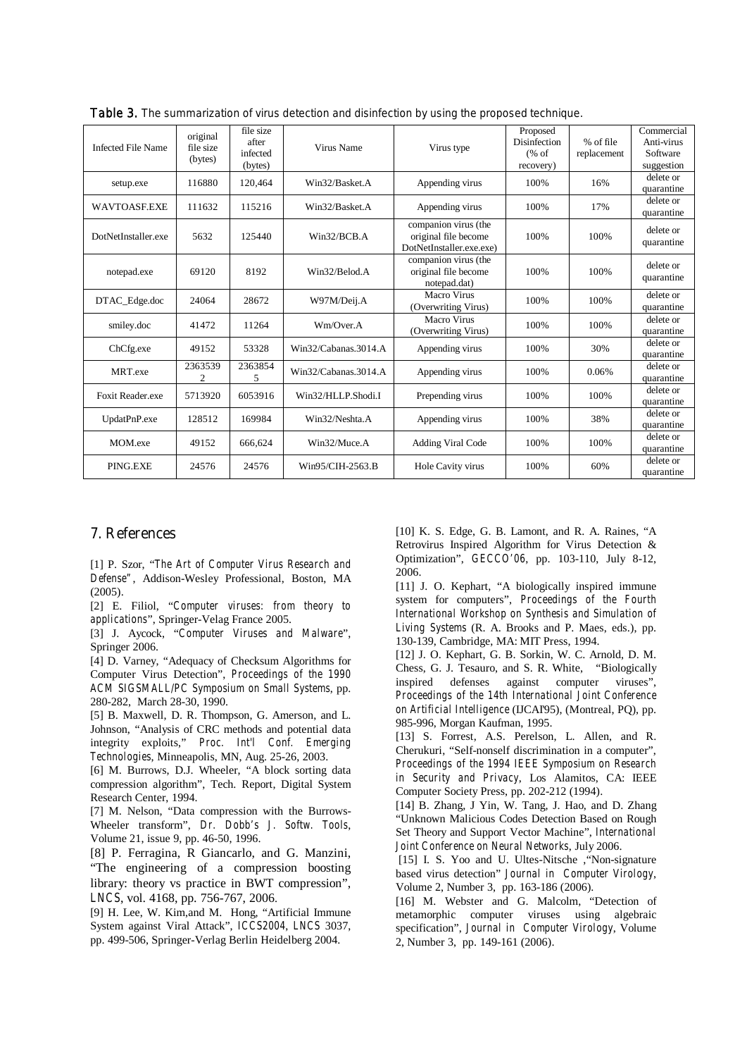**Table 3.** The summarization of virus detection and disinfection by using the proposed technique.

| Infected File Name | original file size (bytes) | file size after infected (bytes) | Virus Name | Virus type | Proposed Disinfection (% of recovery) | % of file replacement | Commercial Anti-virus Software suggestion |
|---|---|---|---|---|---|---|---|
| setup.exe | 116880 | 120,464 | Win32/Basket.A | Appending virus | 100% | 16% | delete or quarantine |
| WAVTOASF.EXE | 111632 | 115216 | Win32/Basket.A | Appending virus | 100% | 17% | delete or quarantine |
| DotNetInstaller.exe | 5632 | 125440 | Win32/BCB.A | companion virus (the original file become DotNetInstaller.exe.exe) | 100% | 100% | delete or quarantine |
| notepad.exe | 69120 | 8192 | Win32/Belod.A | companion virus (the original file become notepad.dat) | 100% | 100% | delete or quarantine |
| DTAC_Edge.doc | 24064 | 28672 | W97M/Deij.A | Macro Virus (Overwriting Virus) | 100% | 100% | delete or quarantine |
| smiley.doc | 41472 | 11264 | Wm/Over.A | Macro Virus (Overwriting Virus) | 100% | 100% | delete or quarantine |
| ChCfg.exe | 49152 | 53328 | Win32/Cabanas.3014.A | Appending virus | 100% | 30% | delete or quarantine |
| MRT.exe | 23635392 | 23638545 | Win32/Cabanas.3014.A | Appending virus | 100% | 0.06% | delete or quarantine |
| Foxit Reader.exe | 5713920 | 6053916 | Win32/HLLP.Shodi.I | Prepending virus | 100% | 100% | delete or quarantine |
| UpdatPnP.exe | 128512 | 169984 | Win32/Neshta.A | Appending virus | 100% | 38% | delete or quarantine |
| MOM.exe | 49152 | 666,624 | Win32/Muce.A | Adding Viral Code | 100% | 100% | delete or quarantine |
| PING.EXE | 24576 | 24576 | Win95/CIH-2563.B | Hole Cavity virus | 100% | 60% | delete or quarantine |

## 7. References

[1] P. Szor, "*The Art of Computer Virus Research and Defense*", Addison-Wesley Professional, Boston, MA (2005).

[2] E. Filiol, "*Computer viruses: from theory to applications*", Springer-Velag France 2005.

[3] J. Aycock, "*Computer Viruses and Malware*", Springer 2006.

[4] D. Varney, "Adequacy of Checksum Algorithms for Computer Virus Detection", *Proceedings of the 1990 ACM SIGSMALL/PC Symposium on Small Systems*, pp. 280-282, March 28-30, 1990.

[5] B. Maxwell, D. R. Thompson, G. Amerson, and L. Johnson, "Analysis of CRC methods and potential data integrity exploits," *Proc. Int'l Conf. Emerging Technologies*, Minneapolis, MN, Aug. 25-26, 2003.

[6] M. Burrows, D.J. Wheeler, "A block sorting data compression algorithm", Tech. Report, Digital System Research Center, 1994.

[7] M. Nelson, "Data compression with the Burrows-Wheeler transform", *Dr. Dobb's J. Softw. Tools*, Volume 21, issue 9, pp. 46-50, 1996.

[8] P. Ferragina, R Giancarlo, and G. Manzini, "The engineering of a compression boosting library: theory vs practice in BWT compression", *LNCS*, vol. 4168, pp. 756-767, 2006.

[9] H. Lee, W. Kim,and M. Hong, "Artificial Immune System against Viral Attack", *ICCS2004, LNCS* 3037, pp. 499-506, Springer-Verlag Berlin Heidelberg 2004.

[10] K. S. Edge, G. B. Lamont, and R. A. Raines, "A Retrovirus Inspired Algorithm for Virus Detection & Optimization", *GECCO'06*, pp. 103-110, July 8-12, 2006.

[11] J. O. Kephart, "A biologically inspired immune system for computers", *Proceedings of the Fourth International Workshop on Synthesis and Simulation of Living Systems* (R. A. Brooks and P. Maes, eds.), pp. 130-139, Cambridge, MA: MIT Press, 1994.

[12] J. O. Kephart, G. B. Sorkin, W. C. Arnold, D. M. Chess, G. J. Tesauro, and S. R. White, "Biologically inspired defenses against computer viruses", *Proceedings of the 14th International Joint Conference on Artificial Intelligence* (IJCAI'95), (Montreal, PQ), pp. 985-996, Morgan Kaufman, 1995.

[13] S. Forrest, A.S. Perelson, L. Allen, and R. Cherukuri, "Self-nonself discrimination in a computer", *Proceedings of the 1994 IEEE Symposium on Research in Security and Privacy*, Los Alamitos, CA: IEEE Computer Society Press, pp. 202-212 (1994).

[14] B. Zhang, J Yin, W. Tang, J. Hao, and D. Zhang "Unknown Malicious Codes Detection Based on Rough Set Theory and Support Vector Machine", *International Joint Conference on Neural Networks*, July 2006.

[15] I. S. Yoo and U. Ultes-Nitsche ,"Non-signature based virus detection" *Journal in Computer Virology*, Volume 2, Number 3, pp. 163-186 (2006).

[16] M. Webster and G. Malcolm, "Detection of metamorphic computer viruses using algebraic specification", *Journal in Computer Virology*, Volume 2, Number 3, pp. 149-161 (2006).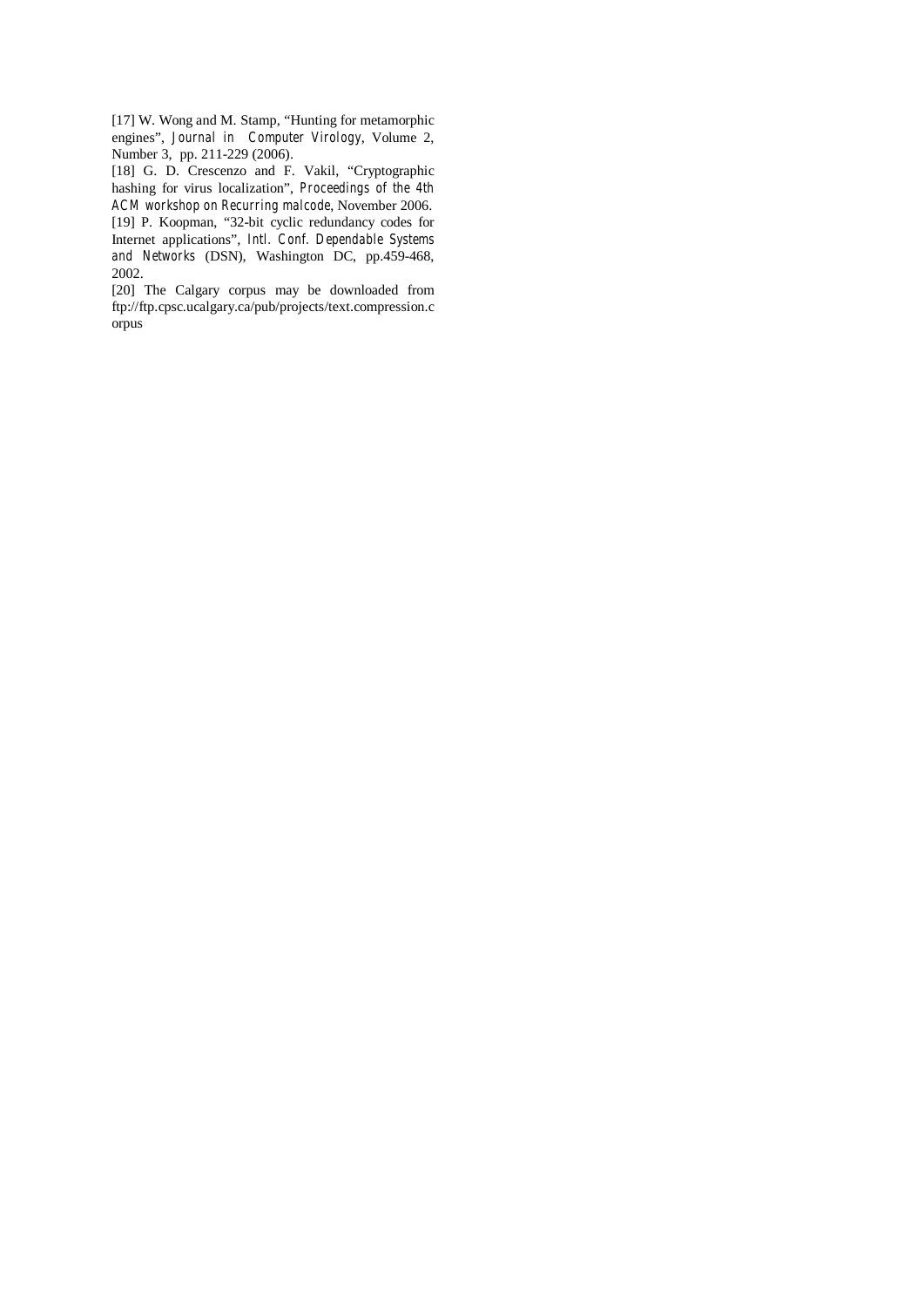[17] W. Wong and M. Stamp, "Hunting for metamorphic engines", *Journal in Computer Virology*, Volume 2, Number 3, pp. 211-229 (2006).

[18] G. D. Crescenzo and F. Vakil, "Cryptographic hashing for virus localization", *Proceedings of the 4th ACM workshop on Recurring malcode*, November 2006.

[19] P. Koopman, "32-bit cyclic redundancy codes for Internet applications", *Intl. Conf. Dependable Systems and Networks* (DSN), Washington DC, pp.459-468, 2002.

[20] The Calgary corpus may be downloaded from ftp://ftp.cpsc.ucalgary.ca/pub/projects/text.compression.corpus